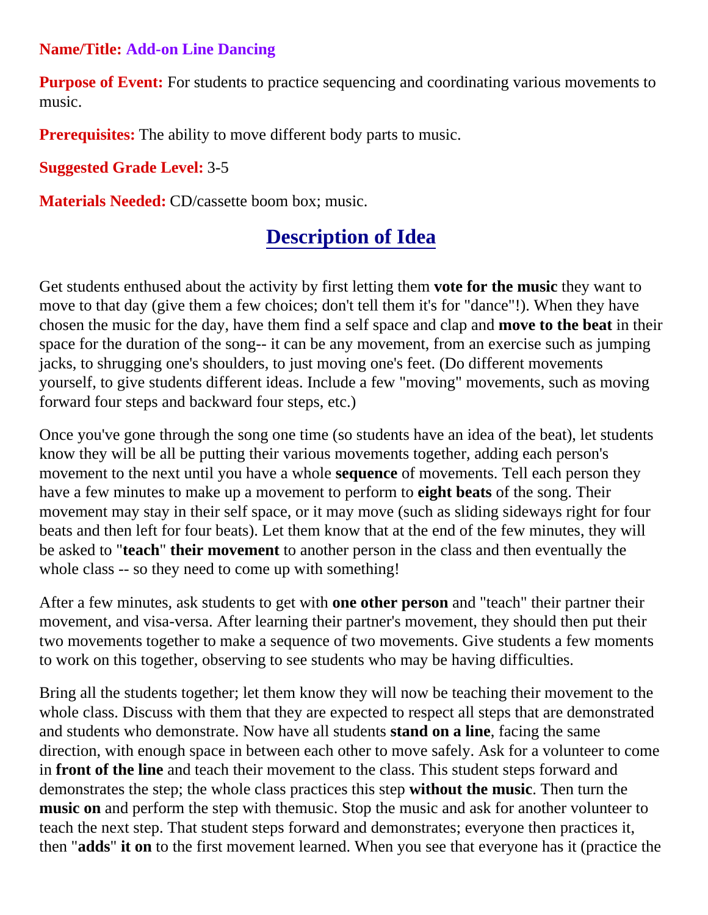**Name/Title:** **Add-on Line Dancing**

**Purpose of Event:** For students to practice sequencing and coordinating various movements to music.

**Prerequisites:** The ability to move different body parts to music.

**Suggested Grade Level:** 3-5

**Materials Needed:** CD/cassette boom box; music.

## Description of Idea

Get students enthused about the activity by first letting them **vote for the music** they want to move to that day (give them a few choices; don't tell them it's for "dance"!). When they have chosen the music for the day, have them find a self space and clap and **move to the beat** in their space for the duration of the song-- it can be any movement, from an exercise such as jumping jacks, to shrugging one's shoulders, to just moving one's feet. (Do different movements yourself, to give students different ideas. Include a few "moving" movements, such as moving forward four steps and backward four steps, etc.)

Once you've gone through the song one time (so students have an idea of the beat), let students know they will be all be putting their various movements together, adding each person's movement to the next until you have a whole **sequence** of movements. Tell each person they have a few minutes to make up a movement to perform to **eight beats** of the song. Their movement may stay in their self space, or it may move (such as sliding sideways right for four beats and then left for four beats). Let them know that at the end of the few minutes, they will be asked to "**teach**" **their movement** to another person in the class and then eventually the whole class -- so they need to come up with something!

After a few minutes, ask students to get with **one other person** and "teach" their partner their movement, and visa-versa. After learning their partner's movement, they should then put their two movements together to make a sequence of two movements. Give students a few moments to work on this together, observing to see students who may be having difficulties.

Bring all the students together; let them know they will now be teaching their movement to the whole class. Discuss with them that they are expected to respect all steps that are demonstrated and students who demonstrate. Now have all students **stand on a line**, facing the same direction, with enough space in between each other to move safely. Ask for a volunteer to come in **front of the line** and teach their movement to the class. This student steps forward and demonstrates the step; the whole class practices this step **without the music**. Then turn the **music on** and perform the step with themusic. Stop the music and ask for another volunteer to teach the next step. That student steps forward and demonstrates; everyone then practices it, then "**adds**" **it on** to the first movement learned. When you see that everyone has it (practice the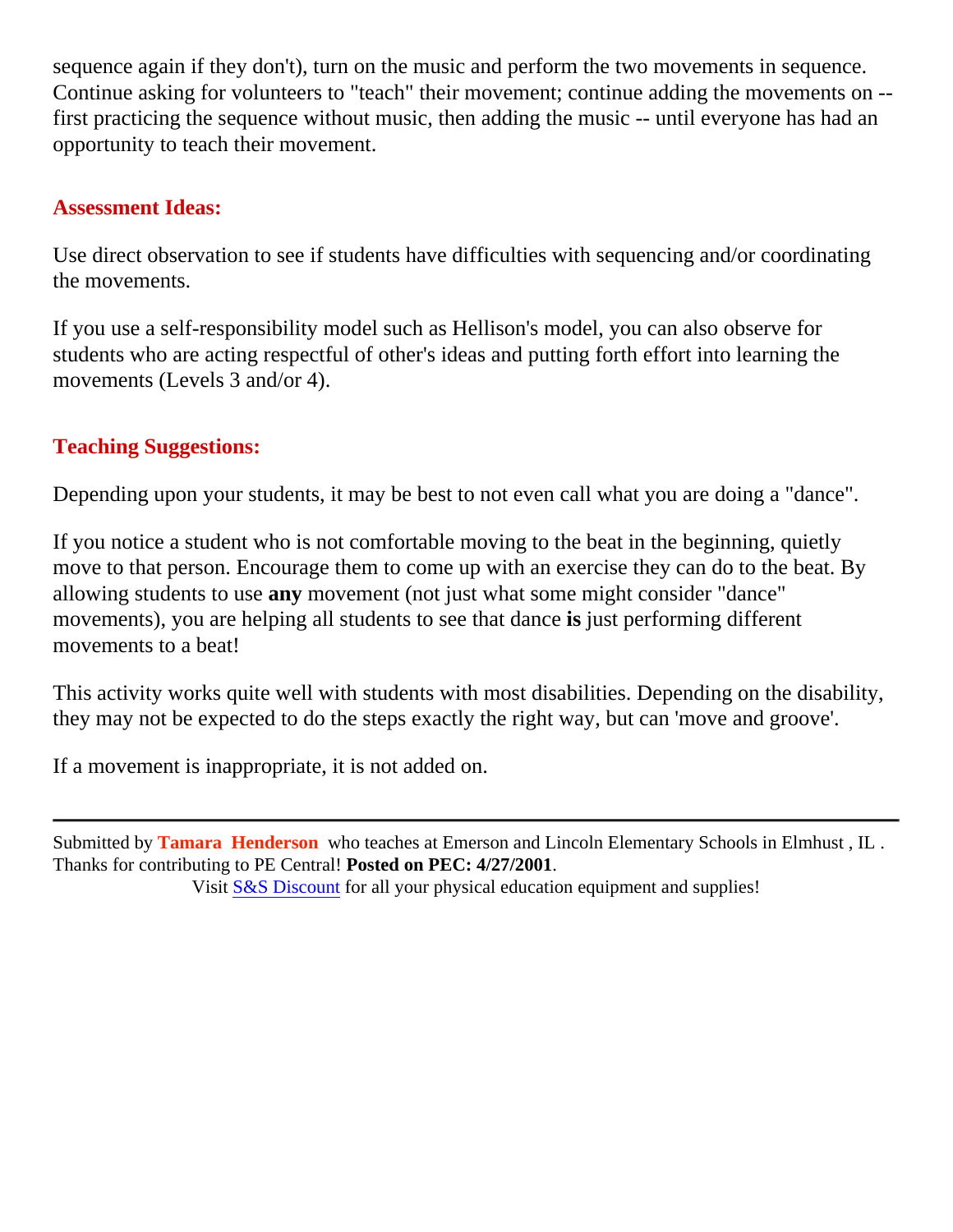sequence again if they don't), turn on the music and perform the two movements in sequence. Continue asking for volunteers to "teach" their movement; continue adding the movements on -- first practicing the sequence without music, then adding the music -- until everyone has had an opportunity to teach their movement.

## Assessment Ideas:

Use direct observation to see if students have difficulties with sequencing and/or coordinating the movements.

If you use a self-responsibility model such as Hellison's model, you can also observe for students who are acting respectful of other's ideas and putting forth effort into learning the movements (Levels 3 and/or 4).

## Teaching Suggestions:

Depending upon your students, it may be best to not even call what you are doing a "dance".

If you notice a student who is not comfortable moving to the beat in the beginning, quietly move to that person. Encourage them to come up with an exercise they can do to the beat. By allowing students to use **any** movement (not just what some might consider "dance" movements), you are helping all students to see that dance **is** just performing different movements to a beat!

This activity works quite well with students with most disabilities. Depending on the disability, they may not be expected to do the steps exactly the right way, but can 'move and groove'.

If a movement is inappropriate, it is not added on.

---

Submitted by **Tamara Henderson** who teaches at Emerson and Lincoln Elementary Schools in Elmhust , IL . Thanks for contributing to PE Central! **Posted on PEC: 4/27/2001**.

Visit S&S Discount for all your physical education equipment and supplies!